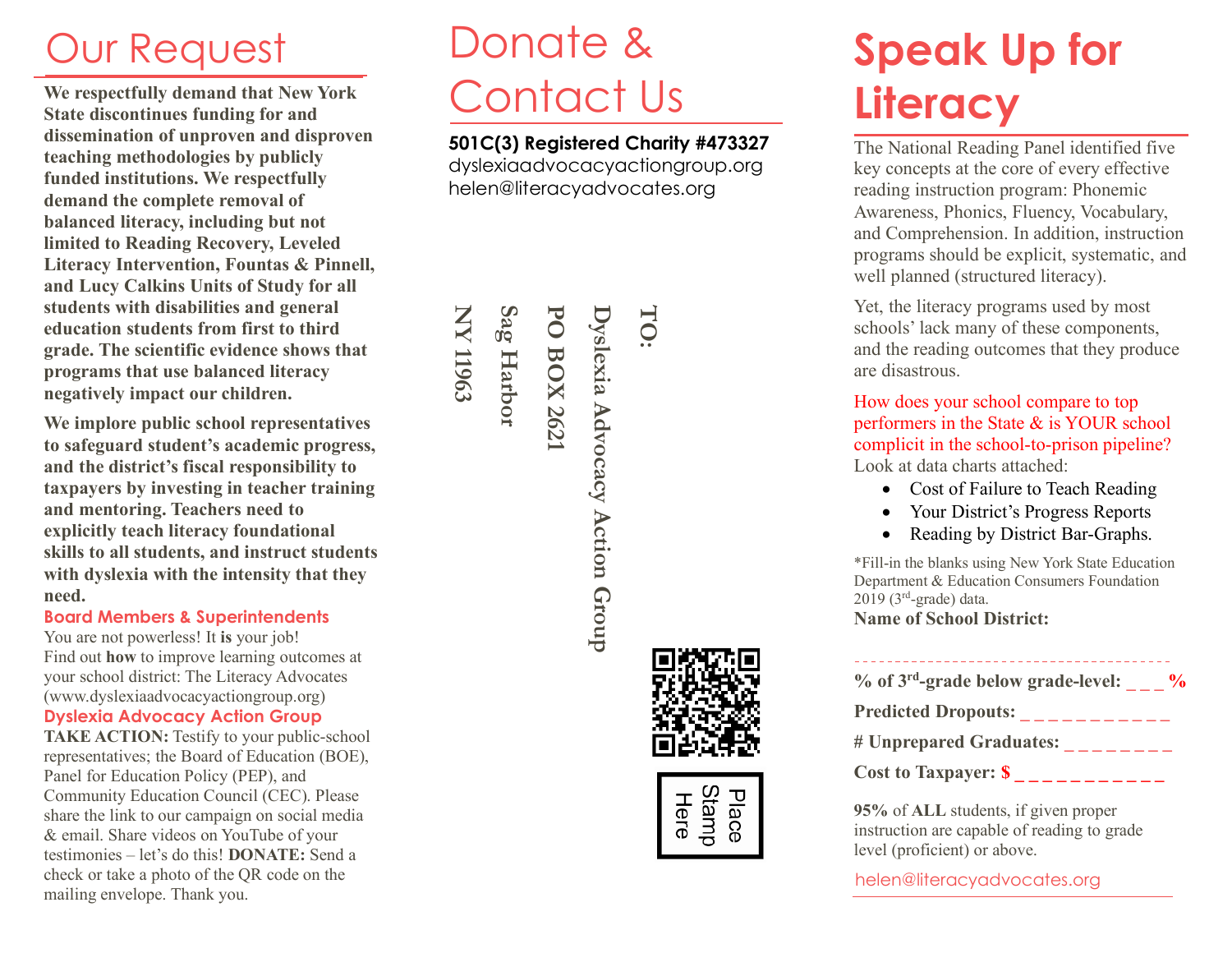# Our Request

**We respectfully demand that New York State discontinues funding for and dissemination of unproven and disproven teaching methodologies by publicly funded institutions. We respectfully demand the complete removal of balanced literacy, including but not limited to Reading Recovery, Leveled Literacy Intervention, Fountas & Pinnell, and Lucy Calkins Units of Study for all students with disabilities and general education students from first to third grade. The scientific evidence shows that programs that use balanced literacy negatively impact our children.**

**We implore public school representatives to safeguard student's academic progress, and the district's fiscal responsibility to taxpayers by investing in teacher training and mentoring. Teachers need to explicitly teach literacy foundational skills to all students, and instruct students with dyslexia with the intensity that they need.**

### Board Members & Superintendents

You are not powerless! It **is** your job! Find out **how** to improve learning outcomes at your school district: The Literacy Advocates (www.dyslexiaadvocacyactiongroup.org)

### Dyslexia Advocacy Action Group

**TAKE ACTION:** Testify to your public-school representatives; the Board of Education (BOE), Panel for Education Policy (PEP), and Community Education Council (CEC). Please share the link to our campaign on social media & email. Share videos on YouTube of your testimonies – let's do this! **DONATE:** Send a check or take a photo of the QR code on the mailing envelope. Thank you.

# Donate & Contact Us

**501C(3) Registered Charity #473327**
dyslexiaadvocacyactiongroup.org
helen@literacyadvocates.org

**TO:**
**Dyslexia Advocacy Action Group**
**PO BOX 2621**
**Sag Harbor**
**NY 11963**

Place Stamp Here

# Speak Up for Literacy

The National Reading Panel identified five key concepts at the core of every effective reading instruction program: Phonemic Awareness, Phonics, Fluency, Vocabulary, and Comprehension. In addition, instruction programs should be explicit, systematic, and well planned (structured literacy).

Yet, the literacy programs used by most schools' lack many of these components, and the reading outcomes that they produce are disastrous.

How does your school compare to top performers in the State & is YOUR school complicit in the school-to-prison pipeline? Look at data charts attached:

- Cost of Failure to Teach Reading
- Your District's Progress Reports
- Reading by District Bar-Graphs.

*Fill-in the blanks using New York State Education Department & Education Consumers Foundation 2019 (3rd-grade) data.

**Name of School District:**

- - - - - - - - - - - - - - - - - - - - - - - - - - - - - - - - - - - - -

**% of 3rd-grade below grade-level: _ _ _ %**

**Predicted Dropouts: _ _ _ _ _ _ _ _ _ _ _**

**# Unprepared Graduates: _ _ _ _ _ _ _ _**

**Cost to Taxpayer: $ _ _ _ _ _ _ _ _ _ _ _**

**95%** of **ALL** students, if given proper instruction are capable of reading to grade level (proficient) or above.

helen@literacyadvocates.org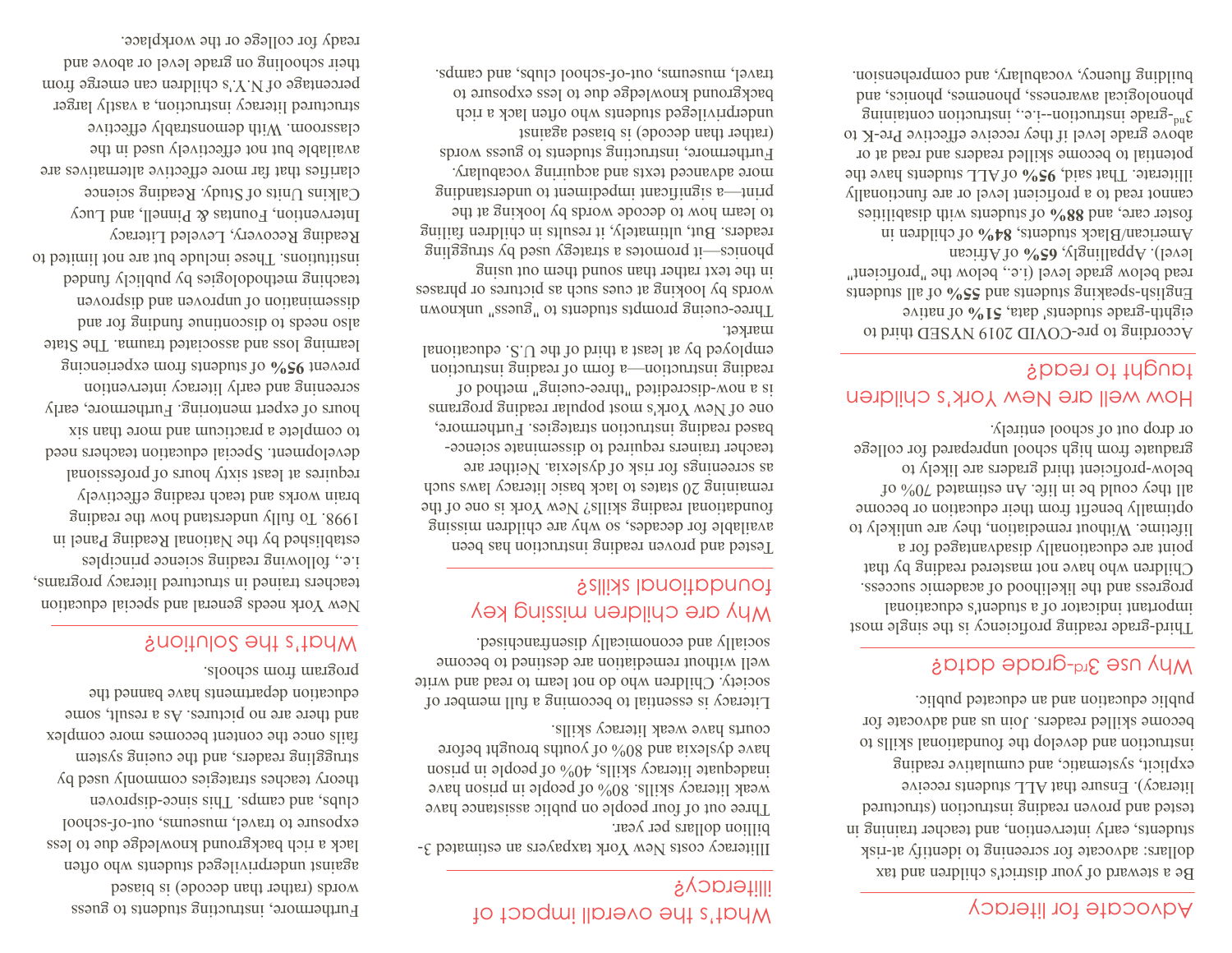## Advocate for literacy

Be a steward of your district's children and tax dollars: advocate for screening to identify at-risk students, early intervention, and teacher training in tested and proven reading instruction (structured literacy). Ensure that ALL students receive explicit, systematic, and cumulative reading instruction and develop the foundational skills to become skilled readers. Join us and advocate for public education and an educated public.

## Why use 3rd-grade data?

Third-grade reading proficiency is the single most important indicator of a student's educational progress and the likelihood of academic success. Children who have not mastered reading by that point are educationally disadvantaged for a lifetime. Without remediation, they are unlikely to optimally benefit from their education or become all they could be in life. An estimated 70% of below-proficient third graders are likely to graduate from high school unprepared for college or drop out of school entirely.

## How well are New York's children taught to read?

According to pre-COVID 2019 NYSED third to eighth-grade students' data, **51%** of native English-speaking students and **55%** of all students read below grade level (i.e., below the "proficient" level). Appallingly, **65%** of African American/Black students, **84%** of children in foster care, and **88%** of students with disabilities cannot read to a proficient level or are functionally illiterate. That said, **95%** of ALL students have the potential to become skilled readers and read at or above grade level if they receive effective Pre-K to 3rd-grade instruction--i.e., instruction containing phonological awareness, phonemes, phonics, and building fluency, vocabulary, and comprehension.

## What's the overall impact of illiteracy?

Illiteracy costs New York taxpayers an estimated 3-billion dollars per year.

Three out of four people on public assistance have weak literacy skills. 80% of people in prison have inadequate literacy skills, 40% of people in prison have dyslexia and 80% of youths brought before courts have weak literacy skills.

Literacy is essential to becoming a full member of society. Children who do not learn to read and write well without remediation are destined to become socially and economically disenfranchised.

## Why are children missing key foundational skills?

Tested and proven reading instruction has been available for decades, so why are children missing foundational reading skills? New York is one of the remaining 20 states to lack basic literacy laws such as screenings for risk of dyslexia. Neither are teacher trainers required to disseminate science-based reading instruction strategies. Furthermore, one of New York's most popular reading programs is a now-discredited "three-cueing" method of reading instruction—a form of reading instruction employed by at least a third of the U.S. educational market.

Three-cueing prompts students to "guess" unknown words by looking at cues such as pictures or phrases in the text rather than sound them out using phonics—it promotes a strategy used by struggling readers. But, ultimately, it results in children failing to learn how to decode words by looking at the print—a significant impediment to understanding more advanced texts and acquiring vocabulary.

Furthermore, instructing students to guess words (rather than decode) is biased against underprivileged students who often lack a rich background knowledge due to less exposure to travel, museums, out-of-school clubs, and camps.

Furthermore, instructing students to guess words (rather than decode) is biased against underprivileged students who often lack a rich background knowledge due to less exposure to travel, museums, out-of-school clubs, and camps. This since-disproven theory teaches strategies commonly used by struggling readers, and the cueing system fails once the content becomes more complex and there are no pictures. As a result, some education departments have banned the program from schools.

## What's the Solution?

New York needs general and special education teachers trained in structured literacy programs, i.e., following reading science principles established by the National Reading Panel in 1998. To fully understand how the reading brain works and teach reading effectively requires at least sixty hours of professional development. Special education teachers need to complete a practicum and more than six hours of expert mentoring. Furthermore, early screening and early literacy intervention prevent **95%** of students from experiencing learning loss and associated trauma. The State also needs to discontinue funding for and dissemination of unproven and disproven teaching methodologies by publicly funded institutions. These include but are not limited to Reading Recovery, Leveled Literacy Intervention, Fountas & Pinnell, and Lucy Calkins Units of Study. Reading science clarifies that far more effective alternatives are available but not effectively used in the classroom. With demonstrably effective structured literacy instruction, a vastly larger percentage of N.Y.'s children can emerge from their schooling on grade level or above and ready for college or the workplace.